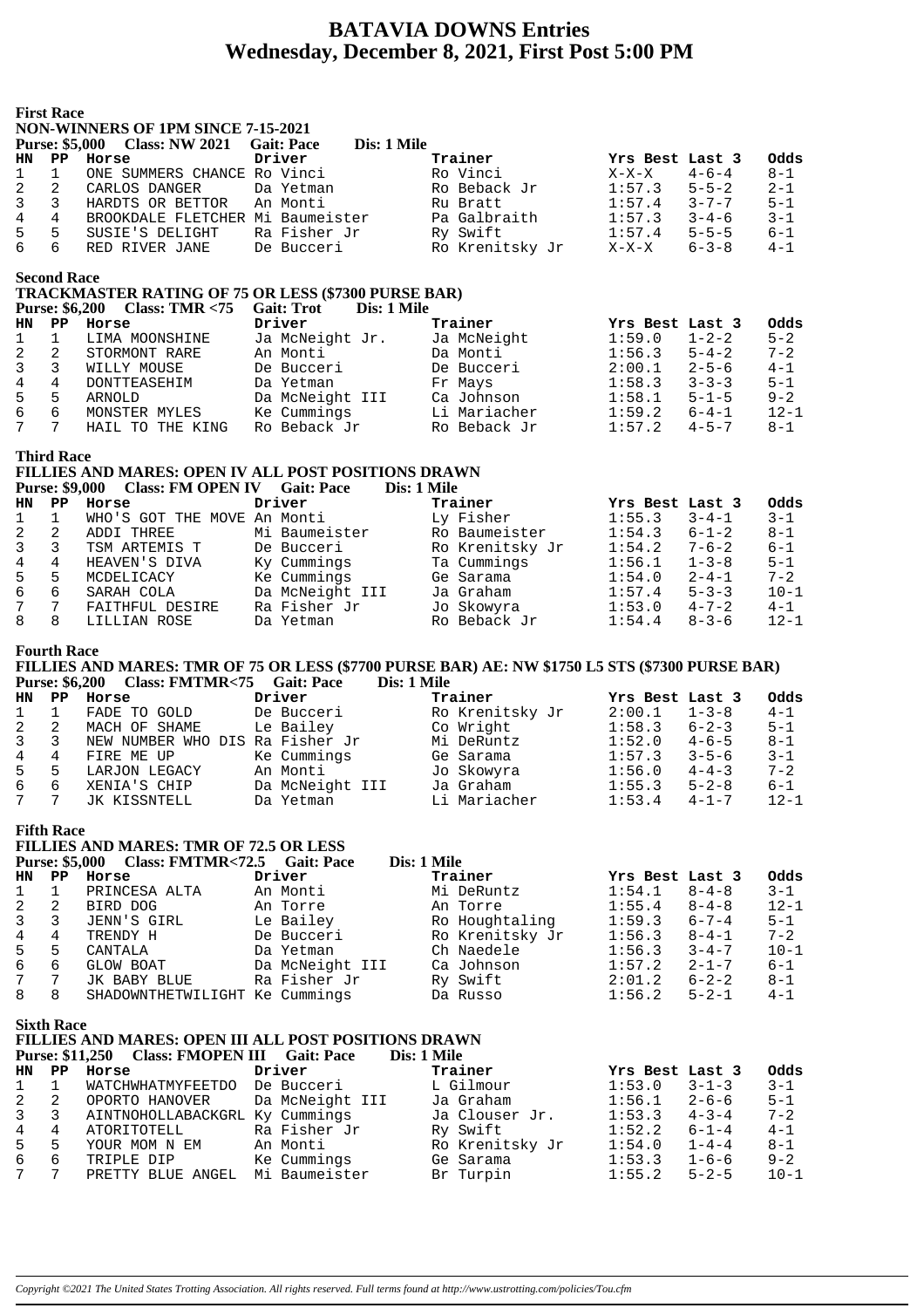# BATAVIA DOWNS Entries
# Wednesday, December 8, 2021, First Post 5:00 PM

**First Race**

**NON-WINNERS OF 1PM SINCE 7-15-2021**

**Purse: $5,000 Class: NW 2021 Gait: Pace Dis: 1 Mile**

| HN | PP | Horse | Driver | Trainer | Yrs Best | Last 3 | Odds |
|---|---|---|---|---|---|---|---|
| 1 | 1 | ONE SUMMERS CHANCE | Ro Vinci | Ro Vinci | X-X-X | 4-6-4 | 8-1 |
| 2 | 2 | CARLOS DANGER | Da Yetman | Ro Beback Jr | 1:57.3 | 5-5-2 | 2-1 |
| 3 | 3 | HARDTS OR BETTOR | An Monti | Ru Bratt | 1:57.4 | 3-7-7 | 5-1 |
| 4 | 4 | BROOKDALE FLETCHER | Mi Baumeister | Pa Galbraith | 1:57.3 | 3-4-6 | 3-1 |
| 5 | 5 | SUSIE'S DELIGHT | Ra Fisher Jr | Ry Swift | 1:57.4 | 5-5-5 | 6-1 |
| 6 | 6 | RED RIVER JANE | De Bucceri | Ro Krenitsky Jr | X-X-X | 6-3-8 | 4-1 |

**Second Race**

**TRACKMASTER RATING OF 75 OR LESS ($7300 PURSE BAR)**

**Purse: $6,200 Class: TMR <75 Gait: Trot Dis: 1 Mile**

| HN | PP | Horse | Driver | Trainer | Yrs Best | Last 3 | Odds |
|---|---|---|---|---|---|---|---|
| 1 | 1 | LIMA MOONSHINE | Ja McNeight Jr. | Ja McNeight | 1:59.0 | 1-2-2 | 5-2 |
| 2 | 2 | STORMONT RARE | An Monti | Da Monti | 1:56.3 | 5-4-2 | 7-2 |
| 3 | 3 | WILLY MOUSE | De Bucceri | De Bucceri | 2:00.1 | 2-5-6 | 4-1 |
| 4 | 4 | DONTTEASEHIM | Da Yetman | Fr Mays | 1:58.3 | 3-3-3 | 5-1 |
| 5 | 5 | ARNOLD | Da McNeight III | Ca Johnson | 1:58.1 | 5-1-5 | 9-2 |
| 6 | 6 | MONSTER MYLES | Ke Cummings | Li Mariacher | 1:59.2 | 6-4-1 | 12-1 |
| 7 | 7 | HAIL TO THE KING | Ro Beback Jr | Ro Beback Jr | 1:57.2 | 4-5-7 | 8-1 |

**Third Race**

**FILLIES AND MARES: OPEN IV ALL POST POSITIONS DRAWN**

**Purse: $9,000 Class: FM OPEN IV Gait: Pace Dis: 1 Mile**

| HN | PP | Horse | Driver | Trainer | Yrs Best | Last 3 | Odds |
|---|---|---|---|---|---|---|---|
| 1 | 1 | WHO'S GOT THE MOVE | An Monti | Ly Fisher | 1:55.3 | 3-4-1 | 3-1 |
| 2 | 2 | ADDI THREE | Mi Baumeister | Ro Baumeister | 1:54.3 | 6-1-2 | 8-1 |
| 3 | 3 | TSM ARTEMIS T | De Bucceri | Ro Krenitsky Jr | 1:54.2 | 7-6-2 | 6-1 |
| 4 | 4 | HEAVEN'S DIVA | Ky Cummings | Ta Cummings | 1:56.1 | 1-3-8 | 5-1 |
| 5 | 5 | MCDELICACY | Ke Cummings | Ge Sarama | 1:54.0 | 2-4-1 | 7-2 |
| 6 | 6 | SARAH COLA | Da McNeight III | Ja Graham | 1:57.4 | 5-3-3 | 10-1 |
| 7 | 7 | FAITHFUL DESIRE | Ra Fisher Jr | Jo Skowyra | 1:53.0 | 4-7-2 | 4-1 |
| 8 | 8 | LILLIAN ROSE | Da Yetman | Ro Beback Jr | 1:54.4 | 8-3-6 | 12-1 |

**Fourth Race**

**FILLIES AND MARES: TMR OF 75 OR LESS ($7700 PURSE BAR) AE: NW $1750 L5 STS ($7300 PURSE BAR)**

**Purse: $6,200 Class: FMTMR<75 Gait: Pace Dis: 1 Mile**

| HN | PP | Horse | Driver | Trainer | Yrs Best | Last 3 | Odds |
|---|---|---|---|---|---|---|---|
| 1 | 1 | FADE TO GOLD | De Bucceri | Ro Krenitsky Jr | 2:00.1 | 1-3-8 | 4-1 |
| 2 | 2 | MACH OF SHAME | Le Bailey | Co Wright | 1:58.3 | 6-2-3 | 5-1 |
| 3 | 3 | NEW NUMBER WHO DIS | Ra Fisher Jr | Mi DeRuntz | 1:52.0 | 4-6-5 | 8-1 |
| 4 | 4 | FIRE ME UP | Ke Cummings | Ge Sarama | 1:57.3 | 3-5-6 | 3-1 |
| 5 | 5 | LARJON LEGACY | An Monti | Jo Skowyra | 1:56.0 | 4-4-3 | 7-2 |
| 6 | 6 | XENIA'S CHIP | Da McNeight III | Ja Graham | 1:55.3 | 5-2-8 | 6-1 |
| 7 | 7 | JK KISSNTELL | Da Yetman | Li Mariacher | 1:53.4 | 4-1-7 | 12-1 |

**Fifth Race**

**FILLIES AND MARES: TMR OF 72.5 OR LESS**

**Purse: $5,000 Class: FMTMR<72.5 Gait: Pace Dis: 1 Mile**

| HN | PP | Horse | Driver | Trainer | Yrs Best | Last 3 | Odds |
|---|---|---|---|---|---|---|---|
| 1 | 1 | PRINCESA ALTA | An Monti | Mi DeRuntz | 1:54.1 | 8-4-8 | 3-1 |
| 2 | 2 | BIRD DOG | An Torre | An Torre | 1:55.4 | 8-4-8 | 12-1 |
| 3 | 3 | JENN'S GIRL | Le Bailey | Ro Houghtaling | 1:59.3 | 6-7-4 | 5-1 |
| 4 | 4 | TRENDY H | De Bucceri | Ro Krenitsky Jr | 1:56.3 | 8-4-1 | 7-2 |
| 5 | 5 | CANTALA | Da Yetman | Ch Naedele | 1:56.3 | 3-4-7 | 10-1 |
| 6 | 6 | GLOW BOAT | Da McNeight III | Ca Johnson | 1:57.2 | 2-1-7 | 6-1 |
| 7 | 7 | JK BABY BLUE | Ra Fisher Jr | Ry Swift | 2:01.2 | 6-2-2 | 8-1 |
| 8 | 8 | SHADOWNTHETWILIGHT | Ke Cummings | Da Russo | 1:56.2 | 5-2-1 | 4-1 |

**Sixth Race**

**FILLIES AND MARES: OPEN III ALL POST POSITIONS DRAWN**

**Purse: $11,250 Class: FMOPEN III Gait: Pace Dis: 1 Mile**

| HN | PP | Horse | Driver | Trainer | Yrs Best | Last 3 | Odds |
|---|---|---|---|---|---|---|---|
| 1 | 1 | WATCHWHATMYFEETDO | De Bucceri | L Gilmour | 1:53.0 | 3-1-3 | 3-1 |
| 2 | 2 | OPORTO HANOVER | Da McNeight III | Ja Graham | 1:56.1 | 2-6-6 | 5-1 |
| 3 | 3 | AINTNOHOLLABACKGRL | Ky Cummings | Ja Clouser Jr. | 1:53.3 | 4-3-4 | 7-2 |
| 4 | 4 | ATORITOTELL | Ra Fisher Jr | Ry Swift | 1:52.2 | 6-1-4 | 4-1 |
| 5 | 5 | YOUR MOM N EM | An Monti | Ro Krenitsky Jr | 1:54.0 | 1-4-4 | 8-1 |
| 6 | 6 | TRIPLE DIP | Ke Cummings | Ge Sarama | 1:53.3 | 1-6-6 | 9-2 |
| 7 | 7 | PRETTY BLUE ANGEL | Mi Baumeister | Br Turpin | 1:55.2 | 5-2-5 | 10-1 |

*Copyright ©2021 The United States Trotting Association. All rights reserved. Full terms found at http://www.ustrotting.com/policies/Tou.cfm*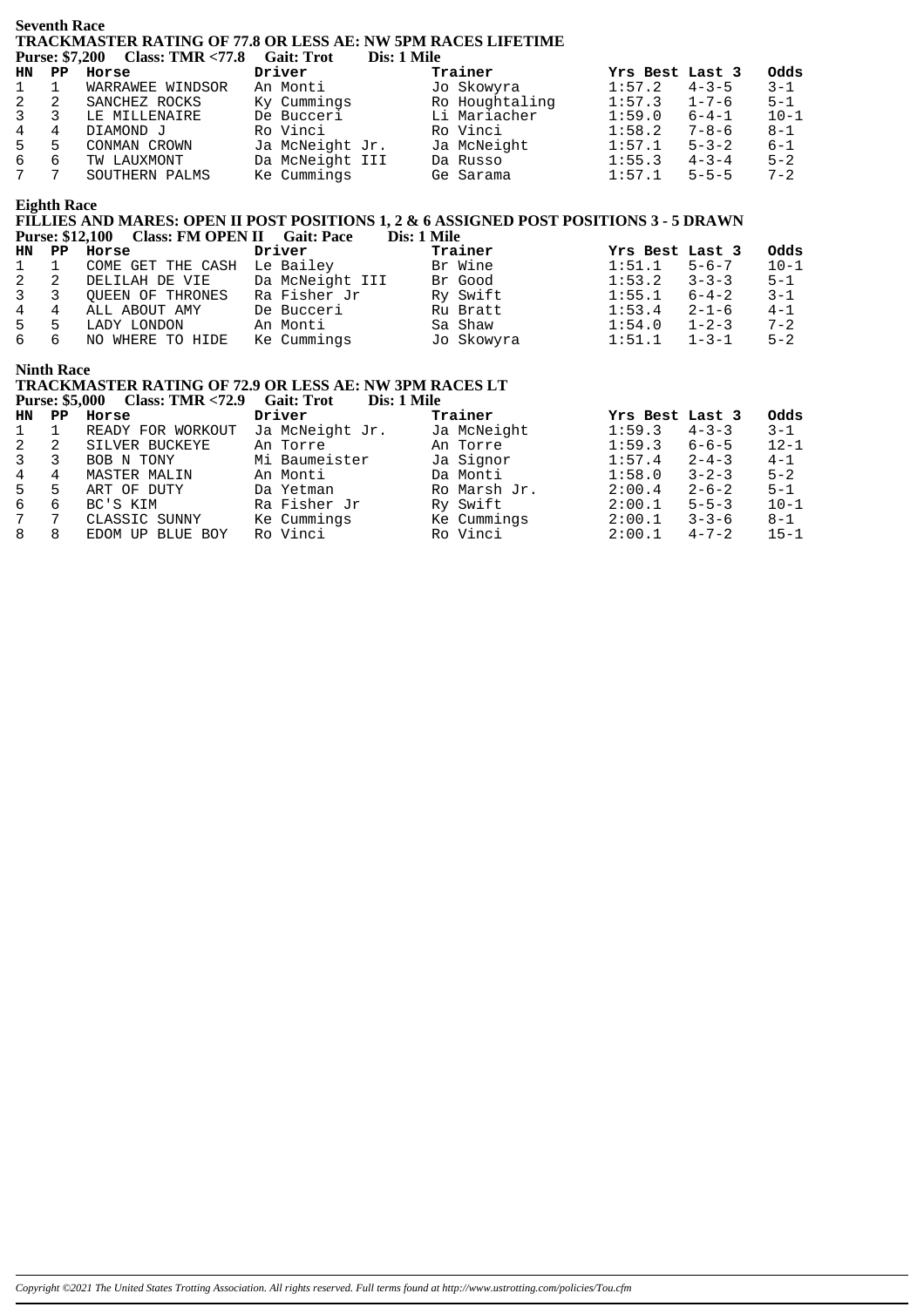## Seventh Race

**TRACKMASTER RATING OF 77.8 OR LESS AE: NW 5PM RACES LIFETIME**

**Purse: $7,200 Class: TMR <77.8 Gait: Trot Dis: 1 Mile**

| HN | PP | Horse | Driver | Trainer | Yrs Best | Last 3 | Odds |
|---|---|---|---|---|---|---|---|
| 1 | 1 | WARRAWEE WINDSOR | An Monti | Jo Skowyra | 1:57.2 | 4-3-5 | 3-1 |
| 2 | 2 | SANCHEZ ROCKS | Ky Cummings | Ro Houghtaling | 1:57.3 | 1-7-6 | 5-1 |
| 3 | 3 | LE MILLENAIRE | De Bucceri | Li Mariacher | 1:59.0 | 6-4-1 | 10-1 |
| 4 | 4 | DIAMOND J | Ro Vinci | Ro Vinci | 1:58.2 | 7-8-6 | 8-1 |
| 5 | 5 | CONMAN CROWN | Ja McNeight Jr. | Ja McNeight | 1:57.1 | 5-3-2 | 6-1 |
| 6 | 6 | TW LAUXMONT | Da McNeight III | Da Russo | 1:55.3 | 4-3-4 | 5-2 |
| 7 | 7 | SOUTHERN PALMS | Ke Cummings | Ge Sarama | 1:57.1 | 5-5-5 | 7-2 |

## Eighth Race

**FILLIES AND MARES: OPEN II POST POSITIONS 1, 2 & 6 ASSIGNED POST POSITIONS 3 - 5 DRAWN**

**Purse: $12,100 Class: FM OPEN II Gait: Pace Dis: 1 Mile**

| HN | PP | Horse | Driver | Trainer | Yrs Best | Last 3 | Odds |
|---|---|---|---|---|---|---|---|
| 1 | 1 | COME GET THE CASH | Le Bailey | Br Wine | 1:51.1 | 5-6-7 | 10-1 |
| 2 | 2 | DELILAH DE VIE | Da McNeight III | Br Good | 1:53.2 | 3-3-3 | 5-1 |
| 3 | 3 | QUEEN OF THRONES | Ra Fisher Jr | Ry Swift | 1:55.1 | 6-4-2 | 3-1 |
| 4 | 4 | ALL ABOUT AMY | De Bucceri | Ru Bratt | 1:53.4 | 2-1-6 | 4-1 |
| 5 | 5 | LADY LONDON | An Monti | Sa Shaw | 1:54.0 | 1-2-3 | 7-2 |
| 6 | 6 | NO WHERE TO HIDE | Ke Cummings | Jo Skowyra | 1:51.1 | 1-3-1 | 5-2 |

## Ninth Race

**TRACKMASTER RATING OF 72.9 OR LESS AE: NW 3PM RACES LT**

**Purse: $5,000 Class: TMR <72.9 Gait: Trot Dis: 1 Mile**

| HN | PP | Horse | Driver | Trainer | Yrs Best | Last 3 | Odds |
|---|---|---|---|---|---|---|---|
| 1 | 1 | READY FOR WORKOUT | Ja McNeight Jr. | Ja McNeight | 1:59.3 | 4-3-3 | 3-1 |
| 2 | 2 | SILVER BUCKEYE | An Torre | An Torre | 1:59.3 | 6-6-5 | 12-1 |
| 3 | 3 | BOB N TONY | Mi Baumeister | Ja Signor | 1:57.4 | 2-4-3 | 4-1 |
| 4 | 4 | MASTER MALIN | An Monti | Da Monti | 1:58.0 | 3-2-3 | 5-2 |
| 5 | 5 | ART OF DUTY | Da Yetman | Ro Marsh Jr. | 2:00.4 | 2-6-2 | 5-1 |
| 6 | 6 | BC'S KIM | Ra Fisher Jr | Ry Swift | 2:00.1 | 5-5-3 | 10-1 |
| 7 | 7 | CLASSIC SUNNY | Ke Cummings | Ke Cummings | 2:00.1 | 3-3-6 | 8-1 |
| 8 | 8 | EDOM UP BLUE BOY | Ro Vinci | Ro Vinci | 2:00.1 | 4-7-2 | 15-1 |

*Copyright ©2021 The United States Trotting Association. All rights reserved. Full terms found at http://www.ustrotting.com/policies/Tou.cfm*